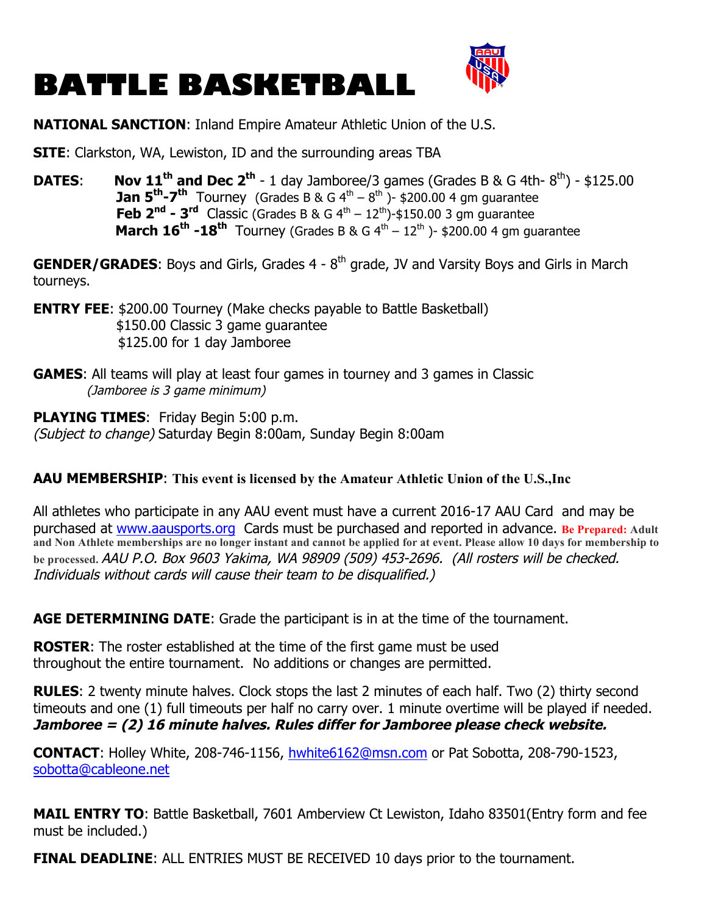# BATTLE BASKETBALL

**NATIONAL SANCTION**: Inland Empire Amateur Athletic Union of the U.S.

**SITE**: Clarkston, WA, Lewiston, ID and the surrounding areas TBA

**DATES**:
- **Nov 11th and Dec 2nd** - 1 day Jamboree/3 games (Grades B & G 4th- 8th) - $125.00
- **Jan 5th-7th** Tourney (Grades B & G 4th – 8th )- $200.00 4 gm guarantee
- **Feb 2nd - 3rd** Classic (Grades B & G 4th – 12th)-$150.00 3 gm guarantee
- **March 16th -18th** Tourney (Grades B & G 4th – 12th )- $200.00 4 gm guarantee

**GENDER/GRADES**: Boys and Girls, Grades 4 - 8th grade, JV and Varsity Boys and Girls in March tourneys.

**ENTRY FEE**: $200.00 Tourney (Make checks payable to Battle Basketball)
$150.00 Classic 3 game guarantee
$125.00 for 1 day Jamboree

**GAMES**: All teams will play at least four games in tourney and 3 games in Classic
*(Jamboree is 3 game minimum)*

**PLAYING TIMES**: Friday Begin 5:00 p.m.
*(Subject to change)* Saturday Begin 8:00am, Sunday Begin 8:00am

**AAU MEMBERSHIP**: **This event is licensed by the Amateur Athletic Union of the U.S.,Inc**

All athletes who participate in any AAU event must have a current 2016-17 AAU Card and may be purchased at www.aausports.org Cards must be purchased and reported in advance. **Be Prepared: Adult and Non Athlete memberships are no longer instant and cannot be applied for at event. Please allow 10 days for membership to be processed.** *AAU P.O. Box 9603 Yakima, WA 98909 (509) 453-2696. (All rosters will be checked. Individuals without cards will cause their team to be disqualified.)*

**AGE DETERMINING DATE**: Grade the participant is in at the time of the tournament.

**ROSTER**: The roster established at the time of the first game must be used throughout the entire tournament. No additions or changes are permitted.

**RULES**: 2 twenty minute halves. Clock stops the last 2 minutes of each half. Two (2) thirty second timeouts and one (1) full timeouts per half no carry over. 1 minute overtime will be played if needed. ***Jamboree = (2) 16 minute halves. Rules differ for Jamboree please check website.***

**CONTACT**: Holley White, 208-746-1156, hwhite6162@msn.com or Pat Sobotta, 208-790-1523, sobotta@cableone.net

**MAIL ENTRY TO**: Battle Basketball, 7601 Amberview Ct Lewiston, Idaho 83501(Entry form and fee must be included.)

**FINAL DEADLINE**: ALL ENTRIES MUST BE RECEIVED 10 days prior to the tournament.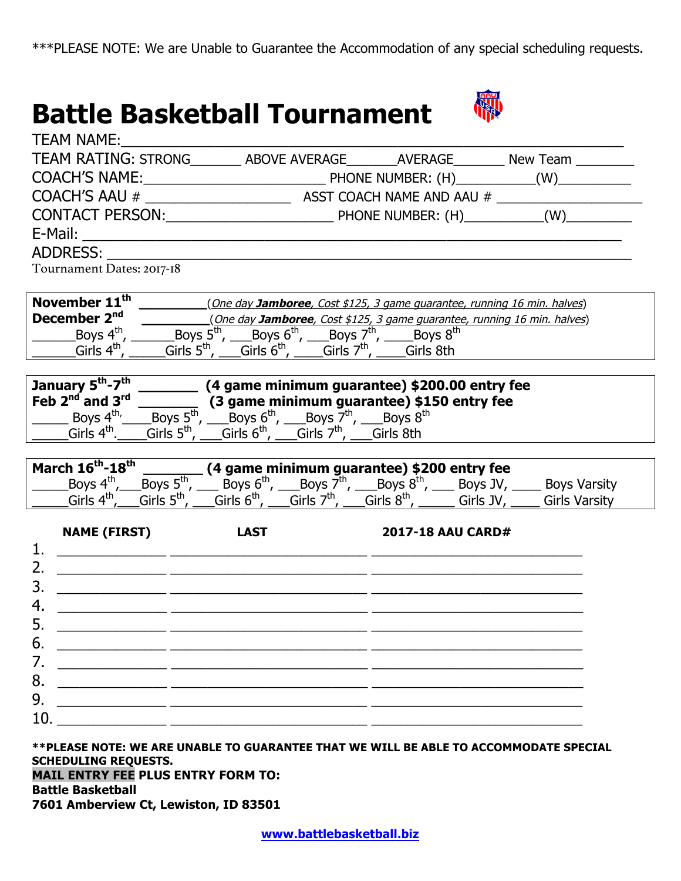***PLEASE NOTE: We are Unable to Guarantee the Accommodation of any special scheduling requests.

# Battle Basketball Tournament

TEAM NAME:_______________________________________________________

TEAM RATING: STRONG_______ ABOVE AVERAGE_______AVERAGE_______ New Team ________

COACH'S NAME:______________________ PHONE NUMBER: (H)__________(W)_________

COACH'S AAU # __________________ ASST COACH NAME AND AAU # __________________

CONTACT PERSON:____________________ PHONE NUMBER: (H)__________(W)_________

E-Mail: ___________________________________________________________

ADDRESS: _________________________________________________________

Tournament Dates: 2017-18

**November 11th** _________(*One day **Jamboree**, Cost $125, 3 game guarantee, running 16 min. halves*)
**December 2nd** _________(*One day **Jamboree**, Cost $125, 3 game guarantee, running 16 min. halves*)
______Boys 4th, ______Boys 5th, ___Boys 6th, ___Boys 7th, ____Boys 8th
______Girls 4th, _____Girls 5th, ___Girls 6th, ____Girls 7th, ____Girls 8th

**January 5th-7th _______ (4 game minimum guarantee) $200.00 entry fee**
**Feb 2nd and 3rd _______ (3 game minimum guarantee) $150 entry fee**
_____ Boys 4th,____Boys 5th, ___Boys 6th, ___Boys 7th, ___Boys 8th
_____Girls 4th.____Girls 5th, ___Girls 6th, ___Girls 7th, ___Girls 8th

**March 16th-18th _______ (4 game minimum guarantee) $200 entry fee**
_____Boys 4th,___Boys 5th, ___ Boys 6th, ___Boys 7th, ___Boys 8th, ___ Boys JV, ____ Boys Varsity
_____Girls 4th,___Girls 5th, ___Girls 6th, ___Girls 7th, ___Girls 8th, _____ Girls JV, ____ Girls Varsity

| | NAME (FIRST) | LAST | 2017-18 AAU CARD# |
|---|---|---|---|
| 1. | | | |
| 2. | | | |
| 3. | | | |
| 4. | | | |
| 5. | | | |
| 6. | | | |
| 7. | | | |
| 8. | | | |
| 9. | | | |
| 10. | | | |

****PLEASE NOTE: WE ARE UNABLE TO GUARANTEE THAT WE WILL BE ABLE TO ACCOMMODATE SPECIAL SCHEDULING REQUESTS.**

**MAIL ENTRY FEE PLUS ENTRY FORM TO:**
**Battle Basketball**
**7601 Amberview Ct, Lewiston, ID 83501**

**www.battlebasketball.biz**